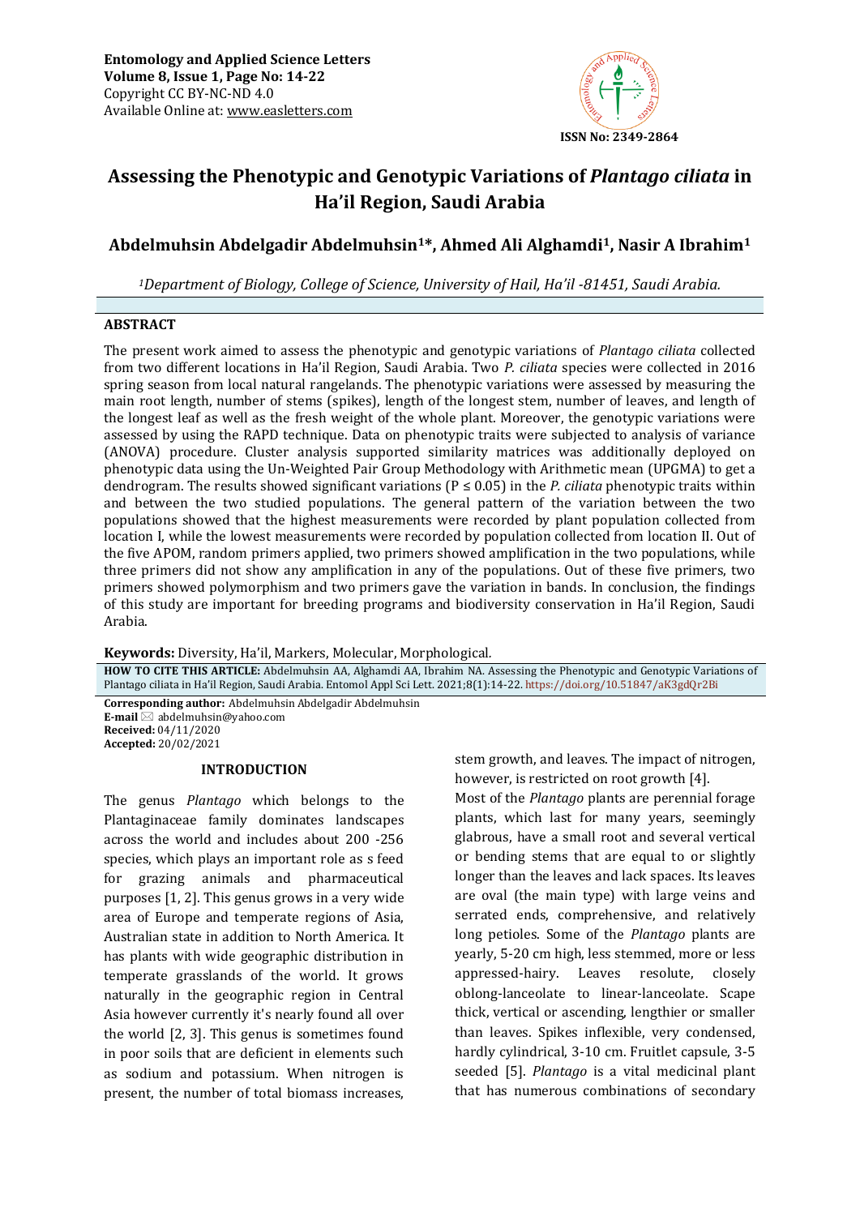Entomology and Applied Science Letters
Volume 8, Issue 1, Page No: 14-22
Copyright CC BY-NC-ND 4.0
Available Online at: www.easletters.com

ISSN No: 2349-2864

# Assessing the Phenotypic and Genotypic Variations of *Plantago ciliata* in Ha'il Region, Saudi Arabia

## Abdelmuhsin Abdelgadir Abdelmuhsin[1]*, Ahmed Ali Alghamdi[1], Nasir A Ibrahim[1]

*[1]Department of Biology, College of Science, University of Hail, Ha'il -81451, Saudi Arabia.*

### ABSTRACT

The present work aimed to assess the phenotypic and genotypic variations of *Plantago ciliata* collected from two different locations in Ha'il Region, Saudi Arabia. Two *P. ciliata* species were collected in 2016 spring season from local natural rangelands. The phenotypic variations were assessed by measuring the main root length, number of stems (spikes), length of the longest stem, number of leaves, and length of the longest leaf as well as the fresh weight of the whole plant. Moreover, the genotypic variations were assessed by using the RAPD technique. Data on phenotypic traits were subjected to analysis of variance (ANOVA) procedure. Cluster analysis supported similarity matrices was additionally deployed on phenotypic data using the Un-Weighted Pair Group Methodology with Arithmetic mean (UPGMA) to get a dendrogram. The results showed significant variations ($P \leq 0.05$) in the *P. ciliata* phenotypic traits within and between the two studied populations. The general pattern of the variation between the two populations showed that the highest measurements were recorded by plant population collected from location I, while the lowest measurements were recorded by population collected from location II. Out of the five APOM, random primers applied, two primers showed amplification in the two populations, while three primers did not show any amplification in any of the populations. Out of these five primers, two primers showed polymorphism and two primers gave the variation in bands. In conclusion, the findings of this study are important for breeding programs and biodiversity conservation in Ha'il Region, Saudi Arabia.

**Keywords:** Diversity, Ha'il, Markers, Molecular, Morphological.

**HOW TO CITE THIS ARTICLE:** Abdelmuhsin AA, Alghamdi AA, Ibrahim NA. Assessing the Phenotypic and Genotypic Variations of Plantago ciliata in Ha'il Region, Saudi Arabia. Entomol Appl Sci Lett. 2021;8(1):14-22. https://doi.org/10.51847/aK3gdQr2Bi

**Corresponding author:** Abdelmuhsin Abdelgadir Abdelmuhsin
**E-mail** ✉ abdelmuhsin@yahoo.com
**Received:** 04/11/2020
**Accepted:** 20/02/2021

### INTRODUCTION

The genus *Plantago* which belongs to the Plantaginaceae family dominates landscapes across the world and includes about 200 -256 species, which plays an important role as s feed for grazing animals and pharmaceutical purposes [1, 2]. This genus grows in a very wide area of Europe and temperate regions of Asia, Australian state in addition to North America. It has plants with wide geographic distribution in temperate grasslands of the world. It grows naturally in the geographic region in Central Asia however currently it's nearly found all over the world [2, 3]. This genus is sometimes found in poor soils that are deficient in elements such as sodium and potassium. When nitrogen is present, the number of total biomass increases, stem growth, and leaves. The impact of nitrogen, however, is restricted on root growth [4].

Most of the *Plantago* plants are perennial forage plants, which last for many years, seemingly glabrous, have a small root and several vertical or bending stems that are equal to or slightly longer than the leaves and lack spaces. Its leaves are oval (the main type) with large veins and serrated ends, comprehensive, and relatively long petioles. Some of the *Plantago* plants are yearly, 5-20 cm high, less stemmed, more or less appressed-hairy. Leaves resolute, closely oblong-lanceolate to linear-lanceolate. Scape thick, vertical or ascending, lengthier or smaller than leaves. Spikes inflexible, very condensed, hardly cylindrical, 3-10 cm. Fruitlet capsule, 3-5 seeded [5]. *Plantago* is a vital medicinal plant that has numerous combinations of secondary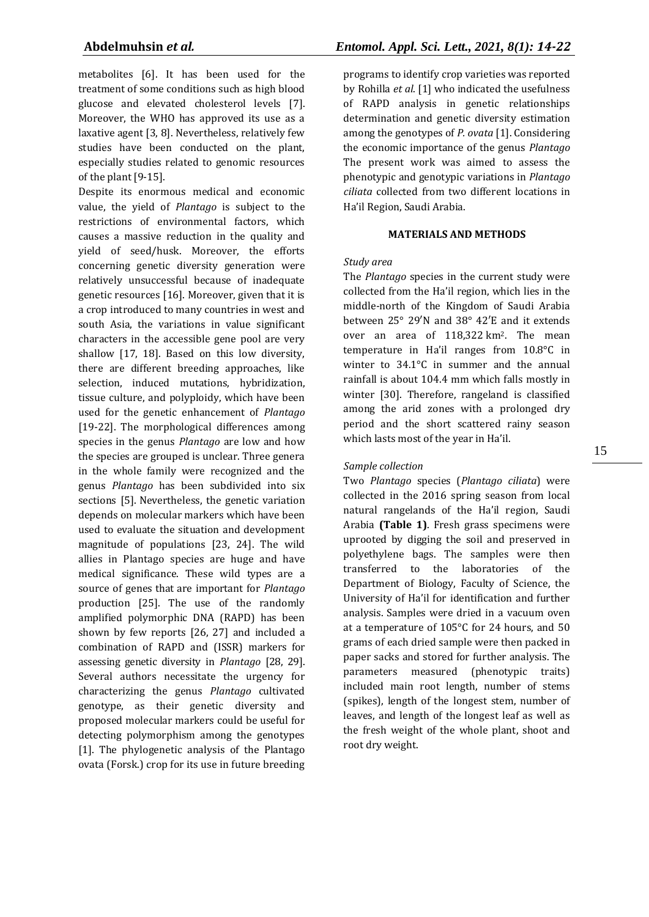metabolites [6]. It has been used for the treatment of some conditions such as high blood glucose and elevated cholesterol levels [7]. Moreover, the WHO has approved its use as a laxative agent [3, 8]. Nevertheless, relatively few studies have been conducted on the plant, especially studies related to genomic resources of the plant [9-15].

Despite its enormous medical and economic value, the yield of *Plantago* is subject to the restrictions of environmental factors, which causes a massive reduction in the quality and yield of seed/husk. Moreover, the efforts concerning genetic diversity generation were relatively unsuccessful because of inadequate genetic resources [16]. Moreover, given that it is a crop introduced to many countries in west and south Asia, the variations in value significant characters in the accessible gene pool are very shallow [17, 18]. Based on this low diversity, there are different breeding approaches, like selection, induced mutations, hybridization, tissue culture, and polyploidy, which have been used for the genetic enhancement of *Plantago* [19-22]. The morphological differences among species in the genus *Plantago* are low and how the species are grouped is unclear. Three genera in the whole family were recognized and the genus *Plantago* has been subdivided into six sections [5]. Nevertheless, the genetic variation depends on molecular markers which have been used to evaluate the situation and development magnitude of populations [23, 24]. The wild allies in Plantago species are huge and have medical significance. These wild types are a source of genes that are important for *Plantago* production [25]. The use of the randomly amplified polymorphic DNA (RAPD) has been shown by few reports [26, 27] and included a combination of RAPD and (ISSR) markers for assessing genetic diversity in *Plantago* [28, 29]. Several authors necessitate the urgency for characterizing the genus *Plantago* cultivated genotype, as their genetic diversity and proposed molecular markers could be useful for detecting polymorphism among the genotypes [1]. The phylogenetic analysis of the Plantago ovata (Forsk.) crop for its use in future breeding programs to identify crop varieties was reported by Rohilla *et al*. [1] who indicated the usefulness of RAPD analysis in genetic relationships determination and genetic diversity estimation among the genotypes of *P. ovata* [1]. Considering the economic importance of the genus *Plantago* The present work was aimed to assess the phenotypic and genotypic variations in *Plantago ciliata* collected from two different locations in Ha'il Region, Saudi Arabia.

## MATERIALS AND METHODS

### *Study area*

The *Plantago* species in the current study were collected from the Ha'il region, which lies in the middle-north of the Kingdom of Saudi Arabia between 25° 29′N and 38° 42′E and it extends over an area of 118,322 km$^2$. The mean temperature in Ha'il ranges from 10.8°C in winter to 34.1°C in summer and the annual rainfall is about 104.4 mm which falls mostly in winter [30]. Therefore, rangeland is classified among the arid zones with a prolonged dry period and the short scattered rainy season which lasts most of the year in Ha'il.

### *Sample collection*

Two *Plantago* species (*Plantago ciliata*) were collected in the 2016 spring season from local natural rangelands of the Ha'il region, Saudi Arabia **(Table 1)**. Fresh grass specimens were uprooted by digging the soil and preserved in polyethylene bags. The samples were then transferred to the laboratories of the Department of Biology, Faculty of Science, the University of Ha'il for identification and further analysis. Samples were dried in a vacuum oven at a temperature of 105°C for 24 hours, and 50 grams of each dried sample were then packed in paper sacks and stored for further analysis. The parameters measured (phenotypic traits) included main root length, number of stems (spikes), length of the longest stem, number of leaves, and length of the longest leaf as well as the fresh weight of the whole plant, shoot and root dry weight.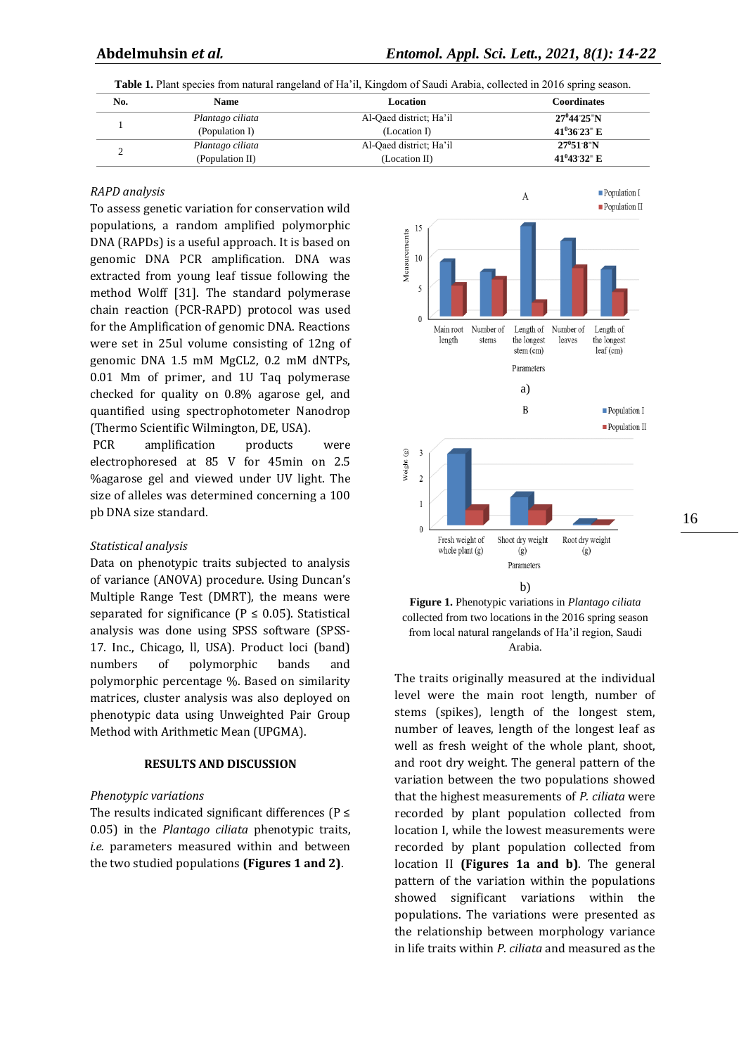**Table 1.** Plant species from natural rangeland of Ha'il, Kingdom of Saudi Arabia, collected in 2016 spring season.

| No. | Name | Location | Coordinates |
|---|---|---|---|
| 1 | *Plantago ciliata* (Population I) | Al-Qaed district; Ha'il (Location I) | 27°44'25"N 41°36'23" E |
| 2 | *Plantago ciliata* (Population II) | Al-Qaed district; Ha'il (Location II) | 27°51'8"N 41°43'32" E |

*RAPD analysis*

To assess genetic variation for conservation wild populations, a random amplified polymorphic DNA (RAPDs) is a useful approach. It is based on genomic DNA PCR amplification. DNA was extracted from young leaf tissue following the method Wolff [31]. The standard polymerase chain reaction (PCR-RAPD) protocol was used for the Amplification of genomic DNA. Reactions were set in 25ul volume consisting of 12ng of genomic DNA 1.5 mM MgCL2, 0.2 mM dNTPs, 0.01 Mm of primer, and 1U Taq polymerase checked for quality on 0.8% agarose gel, and quantified using spectrophotometer Nanodrop (Thermo Scientific Wilmington, DE, USA).

PCR amplification products were electrophoresed at 85 V for 45min on 2.5 %agarose gel and viewed under UV light. The size of alleles was determined concerning a 100 pb DNA size standard.

*Statistical analysis*

Data on phenotypic traits subjected to analysis of variance (ANOVA) procedure. Using Duncan's Multiple Range Test (DMRT), the means were separated for significance ($P \leq 0.05$). Statistical analysis was done using SPSS software (SPSS-17. Inc., Chicago, ll, USA). Product loci (band) numbers of polymorphic bands and polymorphic percentage %. Based on similarity matrices, cluster analysis was also deployed on phenotypic data using Unweighted Pair Group Method with Arithmetic Mean (UPGMA).

## RESULTS AND DISCUSSION

*Phenotypic variations*

The results indicated significant differences ($P \leq 0.05$) in the *Plantago ciliata* phenotypic traits, *i.e.* parameters measured within and between the two studied populations **(Figures 1 and 2)**.

**Figure 1.** Phenotypic variations in *Plantago ciliata* collected from two locations in the 2016 spring season from local natural rangelands of Ha'il region, Saudi Arabia.

The traits originally measured at the individual level were the main root length, number of stems (spikes), length of the longest stem, number of leaves, length of the longest leaf as well as fresh weight of the whole plant, shoot, and root dry weight. The general pattern of the variation between the two populations showed that the highest measurements of *P. ciliata* were recorded by plant population collected from location I, while the lowest measurements were recorded by plant population collected from location II **(Figures 1a and b)**. The general pattern of the variation within the populations showed significant variations within the populations. The variations were presented as the relationship between morphology variance in life traits within *P. ciliata* and measured as the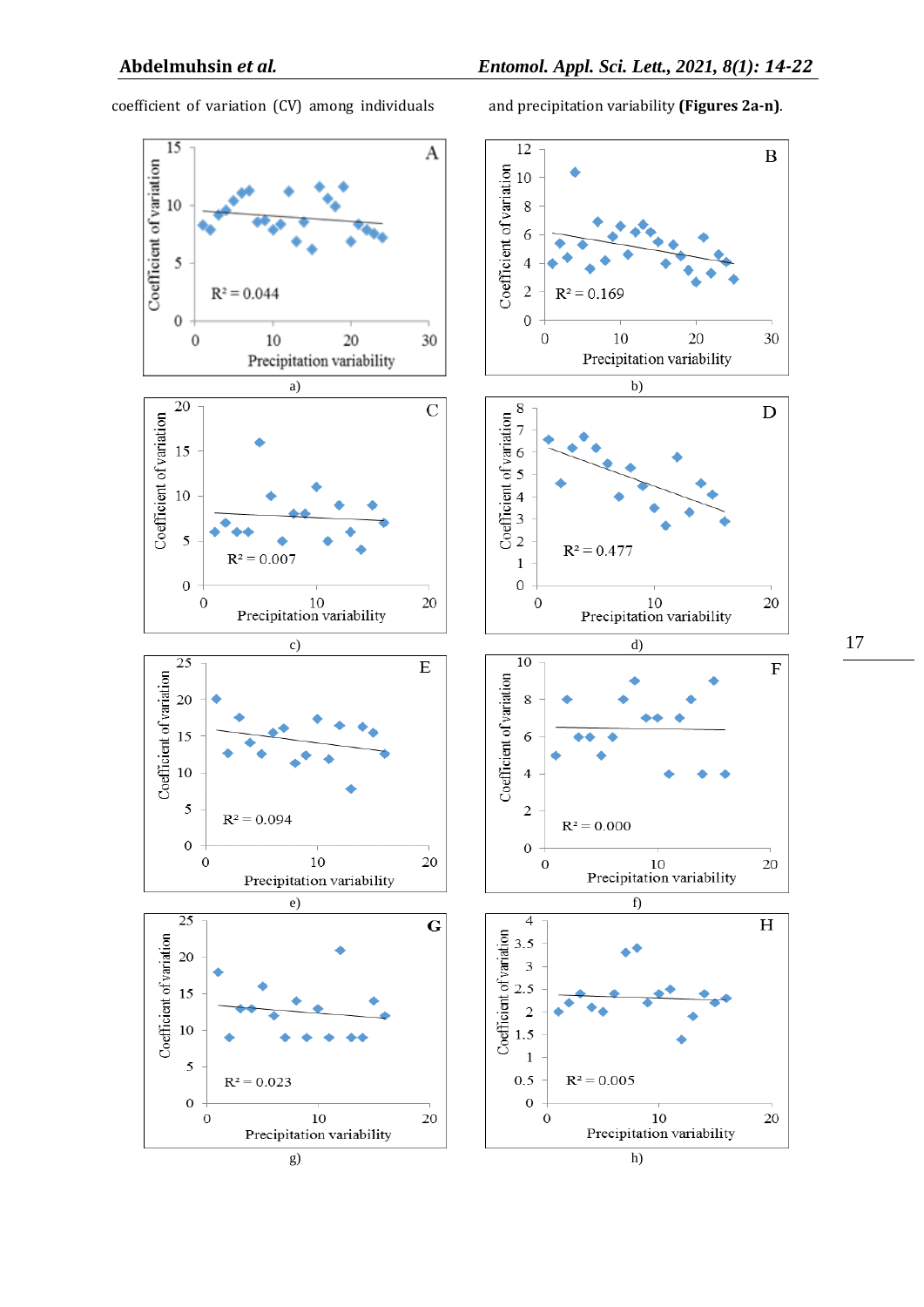coefficient of variation (CV) among individuals and precipitation variability **(Figures 2a-n)**.

a)

b)

c)

d)

e)

f)

g)

h)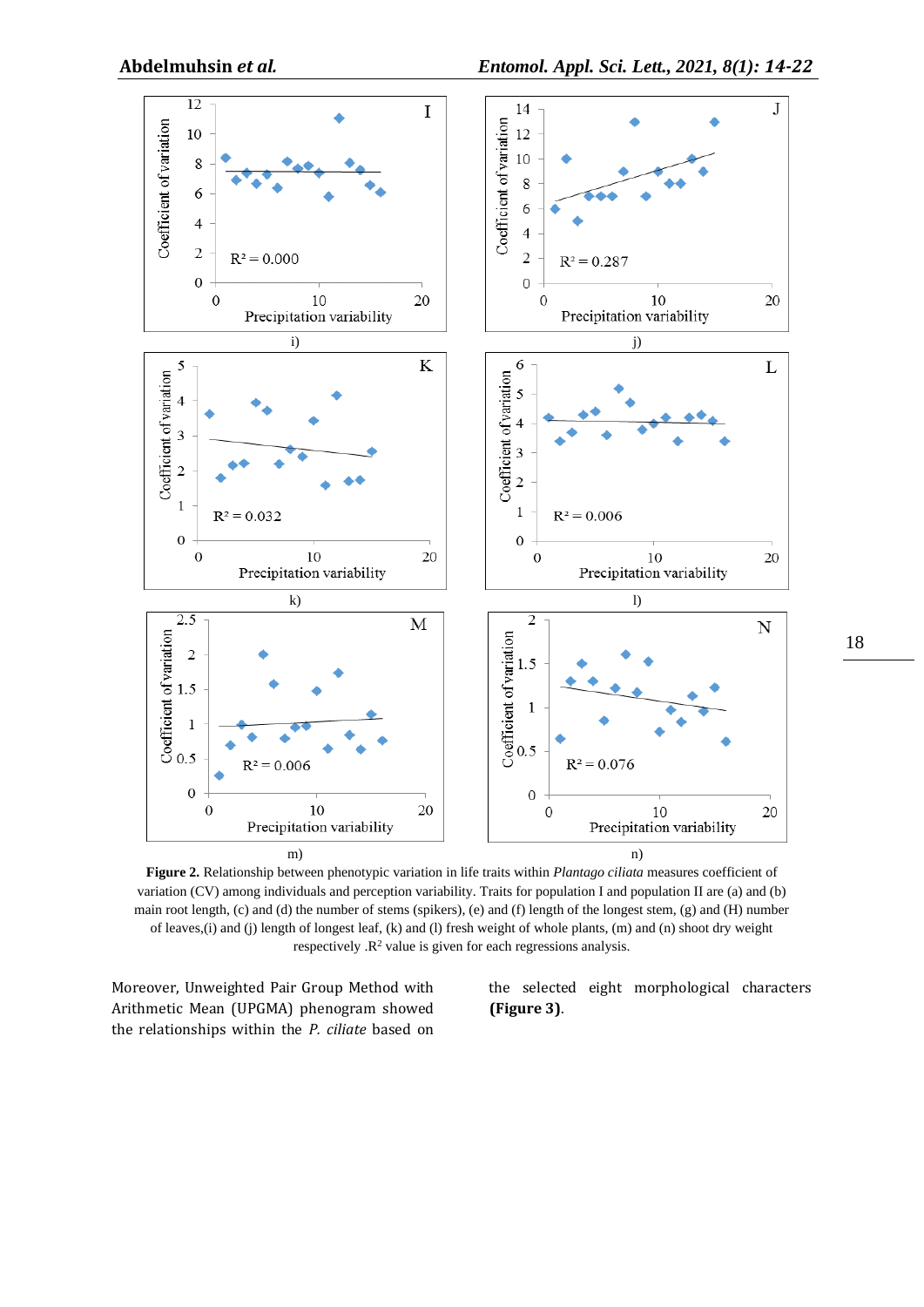**Figure 2.** Relationship between phenotypic variation in life traits within *Plantago ciliata* measures coefficient of variation (CV) among individuals and perception variability. Traits for population I and population II are (a) and (b) main root length, (c) and (d) the number of stems (spikers), (e) and (f) length of the longest stem, (g) and (H) number of leaves,(i) and (j) length of longest leaf, (k) and (l) fresh weight of whole plants, (m) and (n) shoot dry weight respectively .$R^2$ value is given for each regressions analysis.

Moreover, Unweighted Pair Group Method with Arithmetic Mean (UPGMA) phenogram showed the relationships within the *P. ciliate* based on the selected eight morphological characters **(Figure 3)**.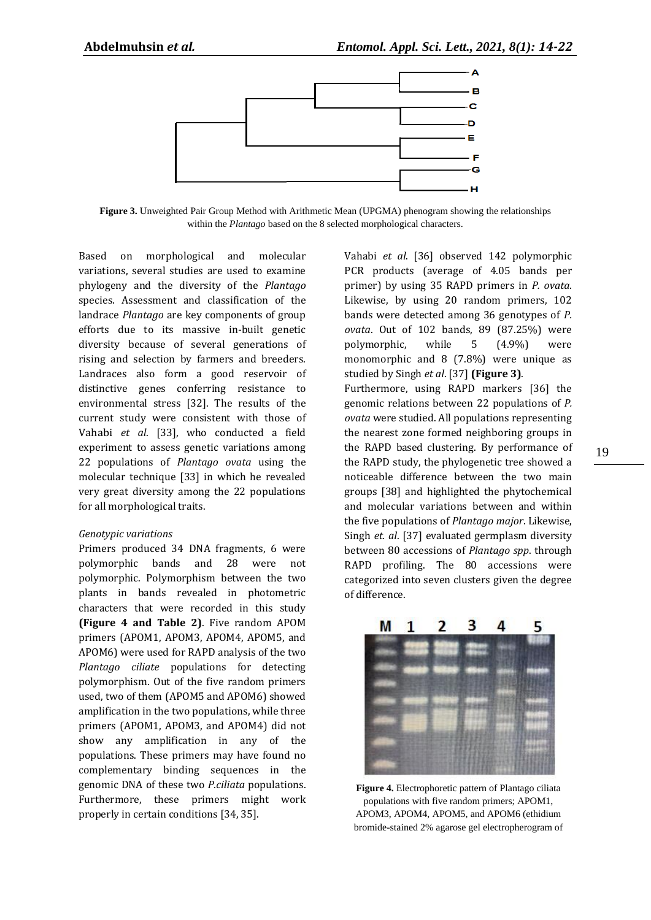**Figure 3.** Unweighted Pair Group Method with Arithmetic Mean (UPGMA) phenogram showing the relationships within the *Plantago* based on the 8 selected morphological characters.

Based on morphological and molecular variations, several studies are used to examine phylogeny and the diversity of the *Plantago* species. Assessment and classification of the landrace *Plantago* are key components of group efforts due to its massive in-built genetic diversity because of several generations of rising and selection by farmers and breeders. Landraces also form a good reservoir of distinctive genes conferring resistance to environmental stress [32]. The results of the current study were consistent with those of Vahabi *et al*. [33], who conducted a field experiment to assess genetic variations among 22 populations of *Plantago ovata* using the molecular technique [33] in which he revealed very great diversity among the 22 populations for all morphological traits.

*Genotypic variations*

Primers produced 34 DNA fragments, 6 were polymorphic bands and 28 were not polymorphic. Polymorphism between the two plants in bands revealed in photometric characters that were recorded in this study **(Figure 4 and Table 2)**. Five random APOM primers (APOM1, APOM3, APOM4, APOM5, and APOM6) were used for RAPD analysis of the two *Plantago ciliate* populations for detecting polymorphism. Out of the five random primers used, two of them (APOM5 and APOM6) showed amplification in the two populations, while three primers (APOM1, APOM3, and APOM4) did not show any amplification in any of the populations. These primers may have found no complementary binding sequences in the genomic DNA of these two *P.ciliata* populations. Furthermore, these primers might work properly in certain conditions [34, 35].

Vahabi *et al*. [36] observed 142 polymorphic PCR products (average of 4.05 bands per primer) by using 35 RAPD primers in *P. ovata*. Likewise, by using 20 random primers, 102 bands were detected among 36 genotypes of *P. ovata*. Out of 102 bands, 89 (87.25%) were polymorphic, while 5 (4.9%) were monomorphic and 8 (7.8%) were unique as studied by Singh *et al*. [37] **(Figure 3)**.

Furthermore, using RAPD markers [36] the genomic relations between 22 populations of *P. ovata* were studied. All populations representing the nearest zone formed neighboring groups in the RAPD based clustering. By performance of the RAPD study, the phylogenetic tree showed a noticeable difference between the two main groups [38] and highlighted the phytochemical and molecular variations between and within the five populations of *Plantago major*. Likewise, Singh *et. al*. [37] evaluated germplasm diversity between 80 accessions of *Plantago spp*. through RAPD profiling. The 80 accessions were categorized into seven clusters given the degree of difference.

**Figure 4.** Electrophoretic pattern of Plantago ciliata populations with five random primers; APOM1, APOM3, APOM4, APOM5, and APOM6 (ethidium bromide-stained 2% agarose gel electropherogram of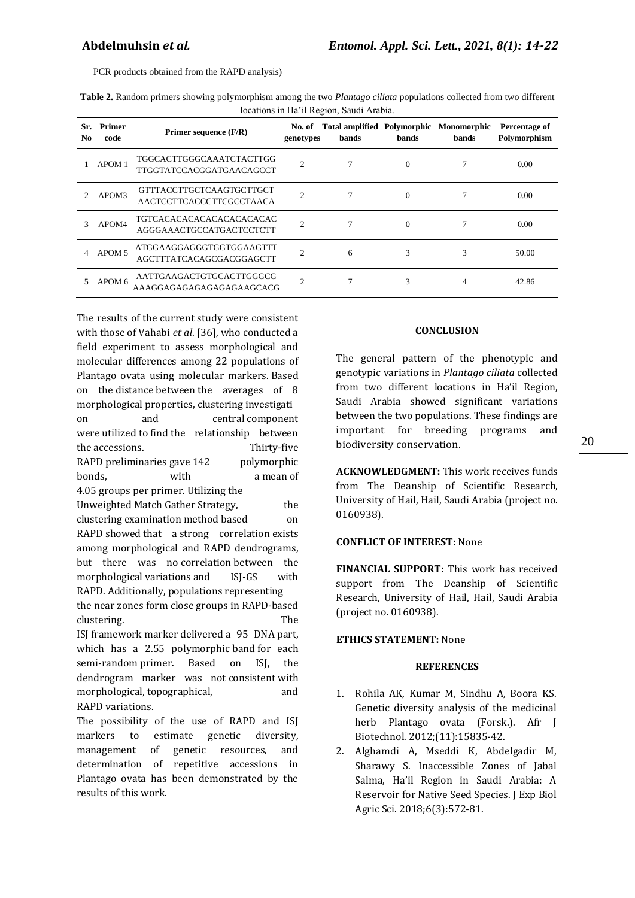PCR products obtained from the RAPD analysis)

**Table 2.** Random primers showing polymorphism among the two *Plantago ciliata* populations collected from two different locations in Ha'il Region, Saudi Arabia.

| Sr. No | Primer code | Primer sequence (F/R) | No. of genotypes | Total amplified bands | Polymorphic bands | Monomorphic bands | Percentage of Polymorphism |
|---|---|---|---|---|---|---|---|
| 1 | APOM 1 | TGGCACTTGGGCAAATCTACTTGG TTGGTATCCACGGATGAACAGCCT | 2 | 7 | 0 | 7 | 0.00 |
| 2 | APOM3 | GTTTACCTTGCTCAAGTGCTTGCT AACTCCTTCACCCTTCGCCTAACA | 2 | 7 | 0 | 7 | 0.00 |
| 3 | APOM4 | TGTCACACACACACACACACACAC AGGGAAACTGCCATGACTCCTCTT | 2 | 7 | 0 | 7 | 0.00 |
| 4 | APOM 5 | ATGGAAGGAGGGTGGTGGAAGTTT AGCTTTATCACAGCGACGGAGCTT | 2 | 6 | 3 | 3 | 50.00 |
| 5 | APOM 6 | AATTGAAGACTGTGCACTTGGGCG AAAGGAGAGAGAGAGAGAAGCACG | 2 | 7 | 3 | 4 | 42.86 |

The results of the current study were consistent with those of Vahabi *et al*. [36], who conducted a field experiment to assess morphological and molecular differences among 22 populations of Plantago ovata using molecular markers. Based on the distance between the averages of 8 morphological properties, clustering investigation and central component were utilized to find the relationship between the accessions. Thirty-five RAPD preliminaries gave 142 polymorphic bonds, with a mean of 4.05 groups per primer. Utilizing the Unweighted Match Gather Strategy, the clustering examination method based on RAPD showed that a strong correlation exists among morphological and RAPD dendrograms, but there was no correlation between the morphological variations and ISJ-GS with RAPD. Additionally, populations representing the near zones form close groups in RAPD-based clustering. The ISJ framework marker delivered a 95 DNA part, which has a 2.55 polymorphic band for each semi-random primer. Based on ISJ, the dendrogram marker was not consistent with morphological, topographical, and RAPD variations.

The possibility of the use of RAPD and ISJ markers to estimate genetic diversity, management of genetic resources, and determination of repetitive accessions in Plantago ovata has been demonstrated by the results of this work.

## CONCLUSION

The general pattern of the phenotypic and genotypic variations in *Plantago ciliata* collected from two different locations in Ha'il Region, Saudi Arabia showed significant variations between the two populations. These findings are important for breeding programs and biodiversity conservation.

**ACKNOWLEDGMENT:** This work receives funds from The Deanship of Scientific Research, University of Hail, Hail, Saudi Arabia (project no. 0160938).

**CONFLICT OF INTEREST:** None

**FINANCIAL SUPPORT:** This work has received support from The Deanship of Scientific Research, University of Hail, Hail, Saudi Arabia (project no. 0160938).

**ETHICS STATEMENT:** None

## REFERENCES

1. Rohila AK, Kumar M, Sindhu A, Boora KS. Genetic diversity analysis of the medicinal herb Plantago ovata (Forsk.). Afr J Biotechnol. 2012;(11):15835-42.
2. Alghamdi A, Mseddi K, Abdelgadir M, Sharawy S. Inaccessible Zones of Jabal Salma, Ha'il Region in Saudi Arabia: A Reservoir for Native Seed Species. J Exp Biol Agric Sci. 2018;6(3):572-81.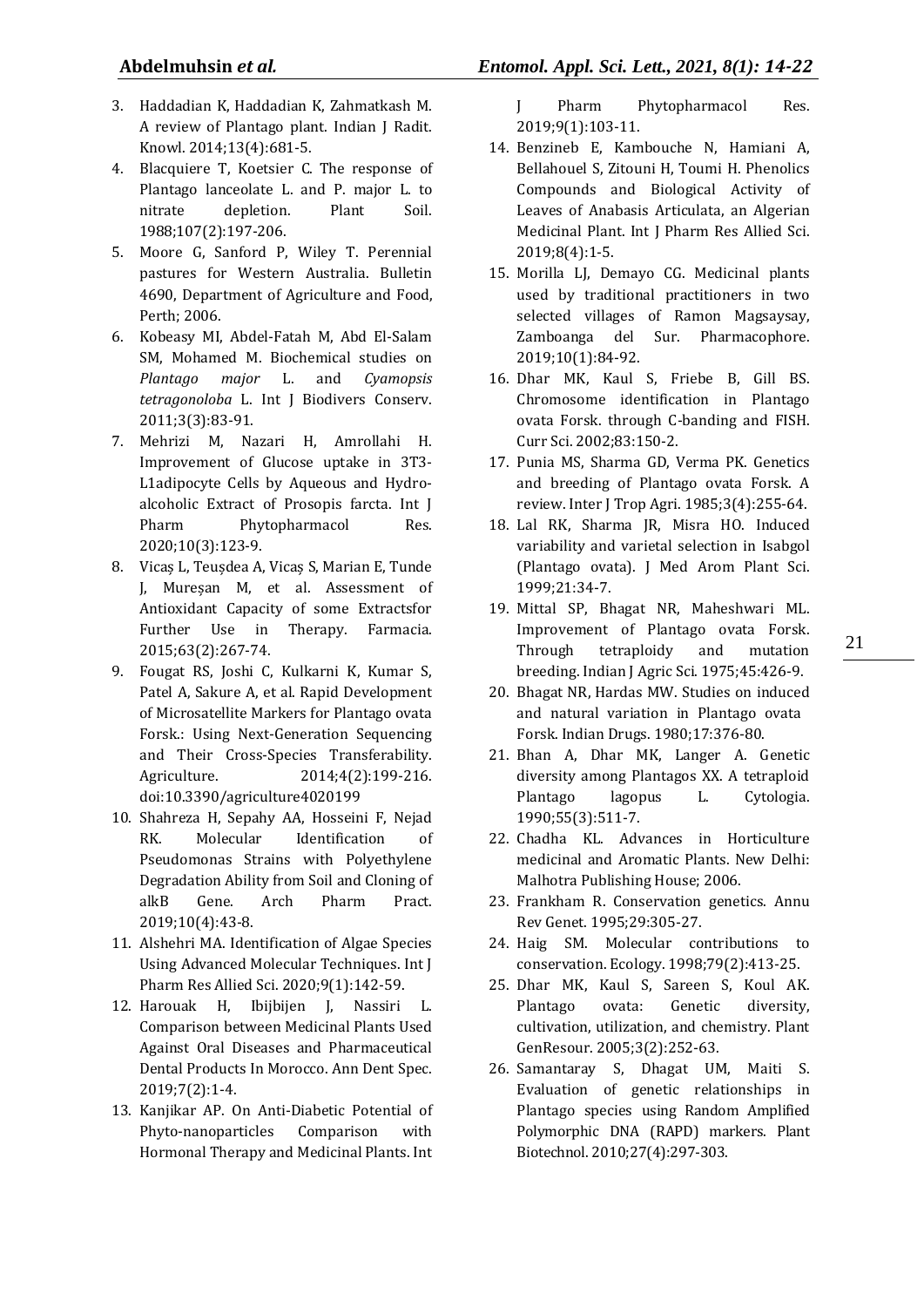3. Haddadian K, Haddadian K, Zahmatkash M. A review of Plantago plant. Indian J Radit. Knowl. 2014;13(4):681-5.
4. Blacquiere T, Koetsier C. The response of Plantago lanceolate L. and P. major L. to nitrate depletion. Plant Soil. 1988;107(2):197-206.
5. Moore G, Sanford P, Wiley T. Perennial pastures for Western Australia. Bulletin 4690, Department of Agriculture and Food, Perth; 2006.
6. Kobeasy MI, Abdel-Fatah M, Abd El-Salam SM, Mohamed M. Biochemical studies on *Plantago major* L. and *Cyamopsis tetragonoloba* L. Int J Biodivers Conserv. 2011;3(3):83-91.
7. Mehrizi M, Nazari H, Amrollahi H. Improvement of Glucose uptake in 3T3-L1adipocyte Cells by Aqueous and Hydro-alcoholic Extract of Prosopis farcta. Int J Pharm Phytopharmacol Res. 2020;10(3):123-9.
8. Vicaş L, Teuşdea A, Vicaş S, Marian E, Tunde J, Mureşan M, et al. Assessment of Antioxidant Capacity of some Extractsfor Further Use in Therapy. Farmacia. 2015;63(2):267-74.
9. Fougat RS, Joshi C, Kulkarni K, Kumar S, Patel A, Sakure A, et al. Rapid Development of Microsatellite Markers for Plantago ovata Forsk.: Using Next-Generation Sequencing and Their Cross-Species Transferability. Agriculture. 2014;4(2):199-216. doi:10.3390/agriculture4020199
10. Shahreza H, Sepahy AA, Hosseini F, Nejad RK. Molecular Identification of Pseudomonas Strains with Polyethylene Degradation Ability from Soil and Cloning of alkB Gene. Arch Pharm Pract. 2019;10(4):43-8.
11. Alshehri MA. Identification of Algae Species Using Advanced Molecular Techniques. Int J Pharm Res Allied Sci. 2020;9(1):142-59.
12. Harouak H, Ibijbijen J, Nassiri L. Comparison between Medicinal Plants Used Against Oral Diseases and Pharmaceutical Dental Products In Morocco. Ann Dent Spec. 2019;7(2):1-4.
13. Kanjikar AP. On Anti-Diabetic Potential of Phyto-nanoparticles Comparison with Hormonal Therapy and Medicinal Plants. Int J Pharm Phytopharmacol Res. 2019;9(1):103-11.
14. Benzineb E, Kambouche N, Hamiani A, Bellahouel S, Zitouni H, Toumi H. Phenolics Compounds and Biological Activity of Leaves of Anabasis Articulata, an Algerian Medicinal Plant. Int J Pharm Res Allied Sci. 2019;8(4):1-5.
15. Morilla LJ, Demayo CG. Medicinal plants used by traditional practitioners in two selected villages of Ramon Magsaysay, Zamboanga del Sur. Pharmacophore. 2019;10(1):84-92.
16. Dhar MK, Kaul S, Friebe B, Gill BS. Chromosome identification in Plantago ovata Forsk. through C-banding and FISH. Curr Sci. 2002;83:150-2.
17. Punia MS, Sharma GD, Verma PK. Genetics and breeding of Plantago ovata Forsk. A review. Inter J Trop Agri. 1985;3(4):255-64.
18. Lal RK, Sharma JR, Misra HO. Induced variability and varietal selection in Isabgol (Plantago ovata). J Med Arom Plant Sci. 1999;21:34-7.
19. Mittal SP, Bhagat NR, Maheshwari ML. Improvement of Plantago ovata Forsk. Through tetraploidy and mutation breeding. Indian J Agric Sci. 1975;45:426-9.
20. Bhagat NR, Hardas MW. Studies on induced and natural variation in Plantago ovata Forsk. Indian Drugs. 1980;17:376-80.
21. Bhan A, Dhar MK, Langer A. Genetic diversity among Plantagos XX. A tetraploid Plantago lagopus L. Cytologia. 1990;55(3):511-7.
22. Chadha KL. Advances in Horticulture medicinal and Aromatic Plants. New Delhi: Malhotra Publishing House; 2006.
23. Frankham R. Conservation genetics. Annu Rev Genet. 1995;29:305-27.
24. Haig SM. Molecular contributions to conservation. Ecology. 1998;79(2):413-25.
25. Dhar MK, Kaul S, Sareen S, Koul AK. Plantago ovata: Genetic diversity, cultivation, utilization, and chemistry. Plant GenResour. 2005;3(2):252-63.
26. Samantaray S, Dhagat UM, Maiti S. Evaluation of genetic relationships in Plantago species using Random Amplified Polymorphic DNA (RAPD) markers. Plant Biotechnol. 2010;27(4):297-303.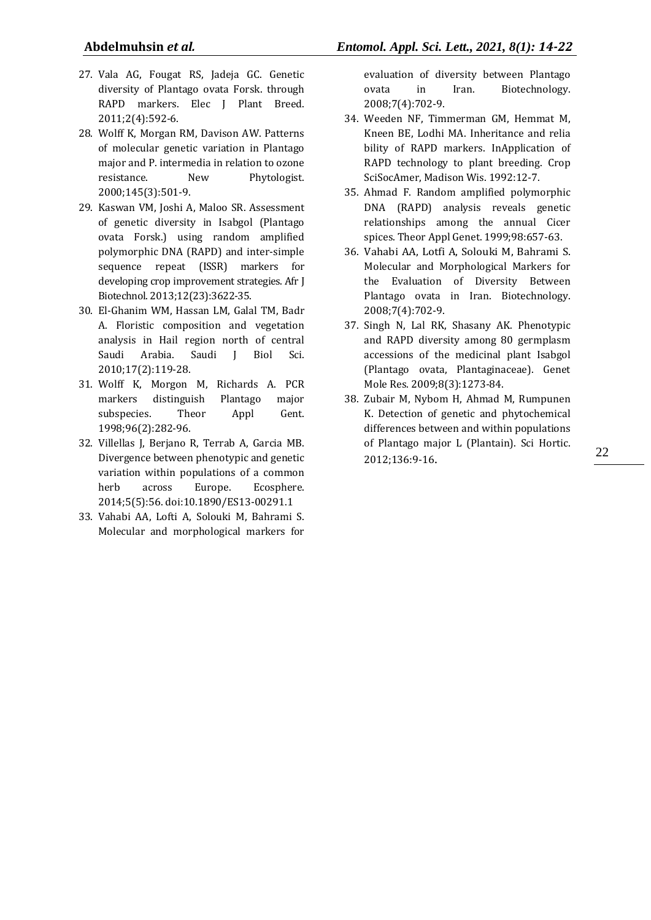27. Vala AG, Fougat RS, Jadeja GC. Genetic diversity of Plantago ovata Forsk. through RAPD markers. Elec J Plant Breed. 2011;2(4):592-6.
28. Wolff K, Morgan RM, Davison AW. Patterns of molecular genetic variation in Plantago major and P. intermedia in relation to ozone resistance. New Phytologist. 2000;145(3):501-9.
29. Kaswan VM, Joshi A, Maloo SR. Assessment of genetic diversity in Isabgol (Plantago ovata Forsk.) using random amplified polymorphic DNA (RAPD) and inter-simple sequence repeat (ISSR) markers for developing crop improvement strategies. Afr J Biotechnol. 2013;12(23):3622-35.
30. El-Ghanim WM, Hassan LM, Galal TM, Badr A. Floristic composition and vegetation analysis in Hail region north of central Saudi Arabia. Saudi J Biol Sci. 2010;17(2):119-28.
31. Wolff K, Morgon M, Richards A. PCR markers distinguish Plantago major subspecies. Theor Appl Gent. 1998;96(2):282-96.
32. Villellas J, Berjano R, Terrab A, Garcia MB. Divergence between phenotypic and genetic variation within populations of a common herb across Europe. Ecosphere. 2014;5(5):56. doi:10.1890/ES13-00291.1
33. Vahabi AA, Lofti A, Solouki M, Bahrami S. Molecular and morphological markers for evaluation of diversity between Plantago ovata in Iran. Biotechnology. 2008;7(4):702-9.
34. Weeden NF, Timmerman GM, Hemmat M, Kneen BE, Lodhi MA. Inheritance and relia bility of RAPD markers. InApplication of RAPD technology to plant breeding. Crop SciSocAmer, Madison Wis. 1992:12-7.
35. Ahmad F. Random amplified polymorphic DNA (RAPD) analysis reveals genetic relationships among the annual Cicer spices. Theor Appl Genet. 1999;98:657-63.
36. Vahabi AA, Lotfi A, Solouki M, Bahrami S. Molecular and Morphological Markers for the Evaluation of Diversity Between Plantago ovata in Iran. Biotechnology. 2008;7(4):702-9.
37. Singh N, Lal RK, Shasany AK. Phenotypic and RAPD diversity among 80 germplasm accessions of the medicinal plant Isabgol (Plantago ovata, Plantaginaceae). Genet Mole Res. 2009;8(3):1273-84.
38. Zubair M, Nybom H, Ahmad M, Rumpunen K. Detection of genetic and phytochemical differences between and within populations of Plantago major L (Plantain). Sci Hortic. 2012;136:9-16.